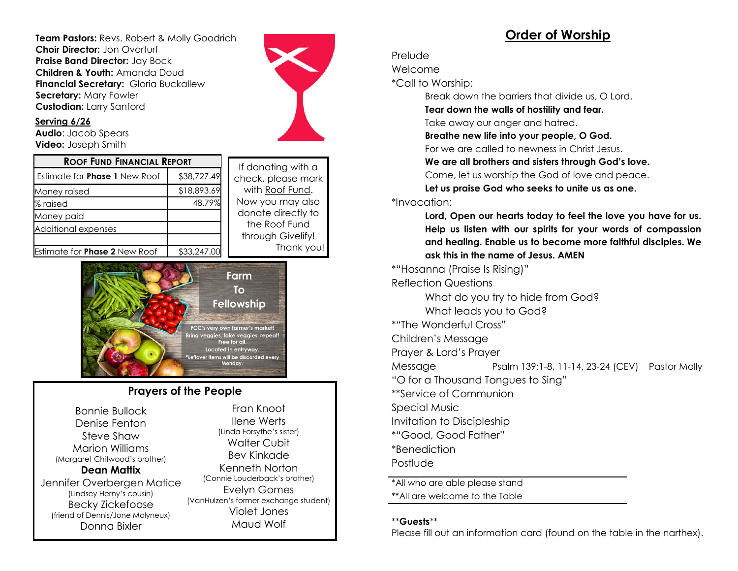**Team Pastors:** Revs. Robert & Molly Goodrich
**Choir Director:** Jon Overturf
**Praise Band Director:** Jay Bock
**Children & Youth:** Amanda Doud
**Financial Secretary:** Gloria Buckallew
**Secretary:** Mary Fowler
**Custodian:** Larry Sanford

**Serving 6/26**
**Audio**: Jacob Spears
**Video:** Joseph Smith

| Roof Fund Financial Report | |
|---|---|
| Estimate for **Phase 1** New Roof | $38,727.49 |
| Money raised | $18,893.69 |
| % raised | 48.79% |
| Money paid | |
| Additional expenses | |
| | |
| Estimate for **Phase 2** New Roof | $33,247.00 |

If donating with a check, please mark with Roof Fund. Now you may also donate directly to the Roof Fund through Givelify! Thank you!

**Farm To Fellowship**

FCC's very own farmer's market! Bring veggies, take veggies, repeat! Free for all. Located in entryway. *Leftover items will be discarded every Monday.

## Prayers of the People

Bonnie Bullock
Denise Fenton
Steve Shaw
Marion Williams
(Margaret Chitwood's brother)
**Dean Mattix**
Jennifer Overbergen Matice
(Lindsey Herny's cousin)
Becky Zickefoose
(friend of Dennis/Jone Molyneux)
Donna Bixler
Fran Knoot
Ilene Werts
(Linda Forsythe's sister)
Walter Cubit
Bev Kinkade
Kenneth Norton
(Connie Louderback's brother)
Evelyn Gomes
(VanHulzen's former exchange student)
Violet Jones
Maud Wolf

# Order of Worship

Prelude
Welcome
*Call to Worship:

Break down the barriers that divide us, O Lord.
**Tear down the walls of hostility and fear.**
Take away our anger and hatred.
**Breathe new life into your people, O God.**
For we are called to newness in Christ Jesus.
**We are all brothers and sisters through God's love.**
Come, let us worship the God of love and peace.
**Let us praise God who seeks to unite us as one.**

*Invocation:

**Lord, Open our hearts today to feel the love you have for us. Help us listen with our spirits for your words of compassion and healing. Enable us to become more faithful disciples. We ask this in the name of Jesus. AMEN**

*"Hosanna (Praise Is Rising)"
Reflection Questions

What do you try to hide from God?
What leads you to God?

*"The Wonderful Cross"
Children's Message
Prayer & Lord's Prayer
Message — Psalm 139:1-8, 11-14, 23-24 (CEV) — Pastor Molly
"O for a Thousand Tongues to Sing"
**Service of Communion
Special Music
Invitation to Discipleship
*"Good, Good Father"
*Benediction
Postlude

*All who are able please stand
**All are welcome to the Table

**Guests**
Please fill out an information card (found on the table in the narthex).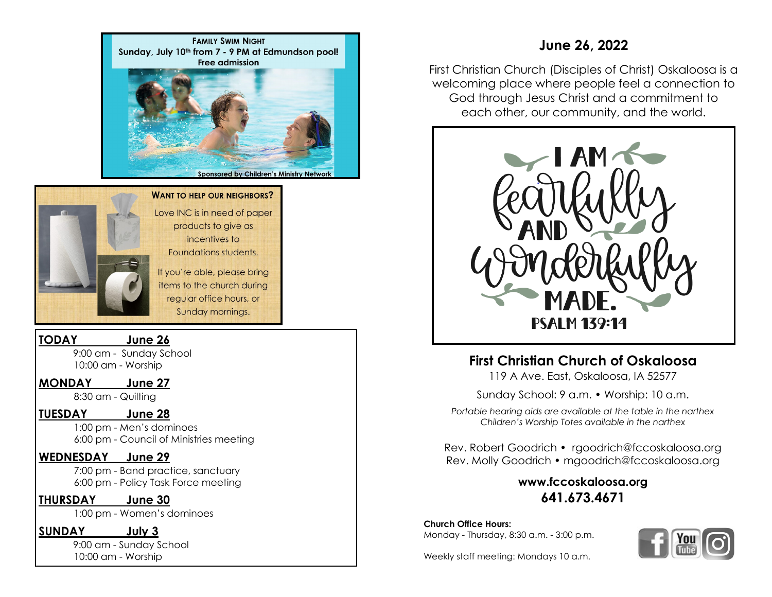**FAMILY SWIM NIGHT**
**Sunday, July 10th from 7 - 9 PM at Edmundson pool!**
**Free admission**

**Sponsored by Children's Ministry Network**

**WANT TO HELP OUR NEIGHBORS?**

Love INC is in need of paper products to give as incentives to Foundations students.

If you're able, please bring items to the church during regular office hours, or Sunday mornings.

**TODAY June 26**
9:00 am - Sunday School
10:00 am - Worship

**MONDAY June 27**
8:30 am - Quilting

**TUESDAY June 28**
1:00 pm - Men's dominoes
6:00 pm - Council of Ministries meeting

**WEDNESDAY June 29**
7:00 pm - Band practice, sanctuary
6:00 pm - Policy Task Force meeting

**THURSDAY June 30**
1:00 pm - Women's dominoes

**SUNDAY July 3**
9:00 am - Sunday School
10:00 am - Worship

## June 26, 2022

First Christian Church (Disciples of Christ) Oskaloosa is a welcoming place where people feel a connection to God through Jesus Christ and a commitment to each other, our community, and the world.

I AM fearfully AND wonderfully MADE.
PSALM 139:14

## First Christian Church of Oskaloosa

119 A Ave. East, Oskaloosa, IA 52577

Sunday School: 9 a.m. • Worship: 10 a.m.

*Portable hearing aids are available at the table in the narthex*
*Children's Worship Totes available in the narthex*

Rev. Robert Goodrich • rgoodrich@fccoskaloosa.org
Rev. Molly Goodrich • mgoodrich@fccoskaloosa.org

**www.fccoskaloosa.org**
**641.673.4671**

**Church Office Hours:**
Monday - Thursday, 8:30 a.m. - 3:00 p.m.

Weekly staff meeting: Mondays 10 a.m.